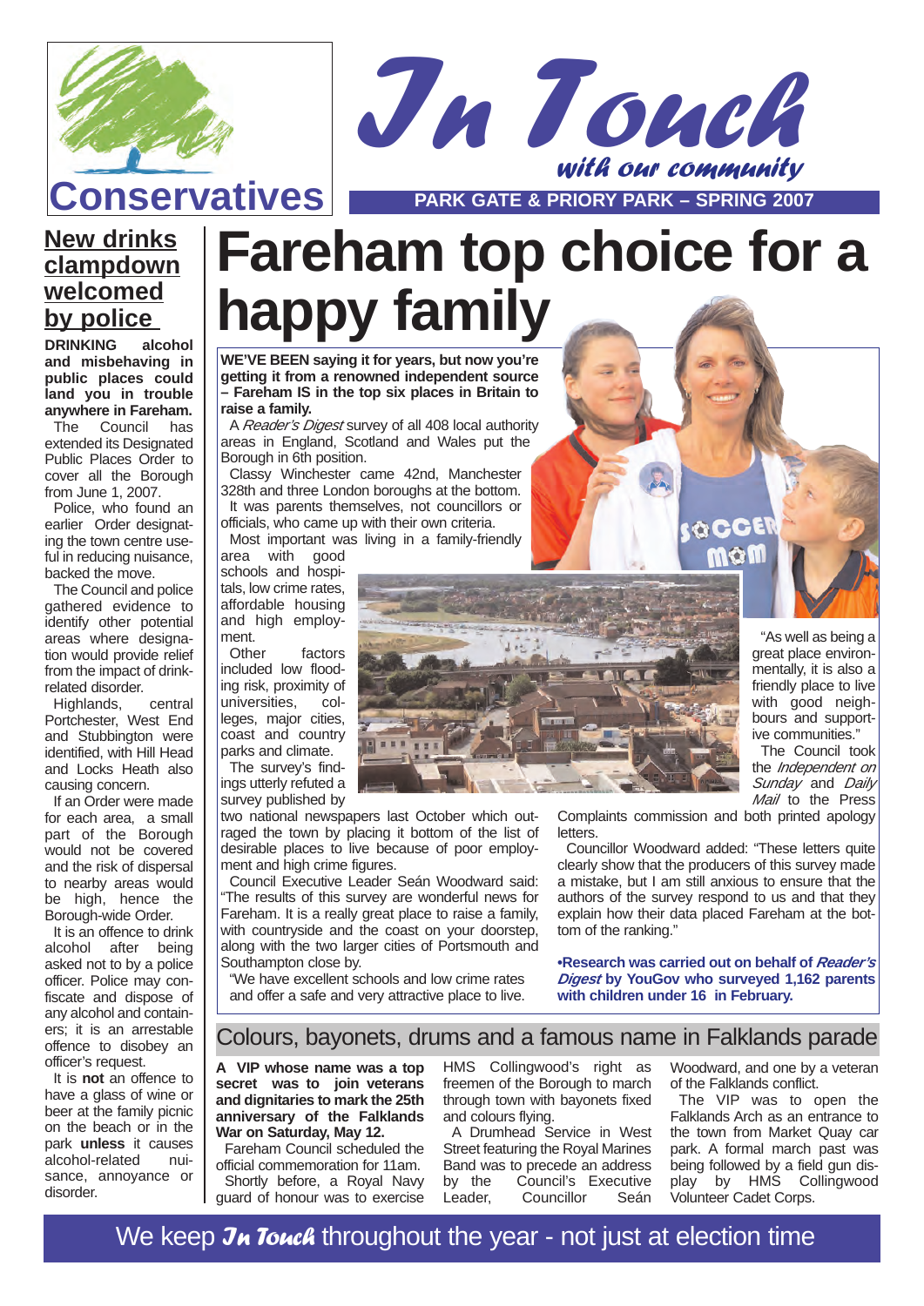Conservatives

# In Touch

*with our community*

PARK GATE & PRIORY PARK – SPRING 2007

# Fareham top choice for a happy family

**WE'VE BEEN saying it for years, but now you're getting it from a renowned independent source – Fareham IS in the top six places in Britain to raise a family.**

A *Reader's Digest* survey of all 408 local authority areas in England, Scotland and Wales put the Borough in 6th position.

Classy Winchester came 42nd, Manchester 328th and three London boroughs at the bottom.

It was parents themselves, not councillors or officials, who came up with their own criteria.

Most important was living in a family-friendly area with good schools and hospitals, low crime rates, affordable housing and high employment.

Other factors included low flooding risk, proximity of universities, colleges, major cities, coast and country parks and climate.

The survey's findings utterly refuted a survey published by two national newspapers last October which outraged the town by placing it bottom of the list of desirable places to live because of poor employment and high crime figures.

Council Executive Leader Seán Woodward said: "The results of this survey are wonderful news for Fareham. It is a really great place to raise a family, with countryside and the coast on your doorstep, along with the two larger cities of Portsmouth and Southampton close by.

"We have excellent schools and low crime rates and offer a safe and very attractive place to live.

"As well as being a great place environmentally, it is also a friendly place to live with good neighbours and supportive communities."

The Council took the *Independent on Sunday* and *Daily Mail* to the Press Complaints commission and both printed apology letters.

Councillor Woodward added: "These letters quite clearly show that the producers of this survey made a mistake, but I am still anxious to ensure that the authors of the survey respond to us and that they explain how their data placed Fareham at the bottom of the ranking."

**•Research was carried out on behalf of *Reader's Digest* by YouGov who surveyed 1,162 parents with children under 16 in February.**

## New drinks clampdown welcomed by police

**DRINKING alcohol and misbehaving in public places could land you in trouble anywhere in Fareham.**

The Council has extended its Designated Public Places Order to cover all the Borough from June 1, 2007.

Police, who found an earlier Order designating the town centre useful in reducing nuisance, backed the move.

The Council and police gathered evidence to identify other potential areas where designation would provide relief from the impact of drink-related disorder.

Highlands, central Portchester, West End and Stubbington were identified, with Hill Head and Locks Heath also causing concern.

If an Order were made for each area, a small part of the Borough would not be covered and the risk of dispersal to nearby areas would be high, hence the Borough-wide Order.

It is an offence to drink alcohol after being asked not to by a police officer. Police may confiscate and dispose of any alcohol and containers; it is an arrestable offence to disobey an officer's request.

It is **not** an offence to have a glass of wine or beer at the family picnic on the beach or in the park **unless** it causes alcohol-related nuisance, annoyance or disorder.

## Colours, bayonets, drums and a famous name in Falklands parade

**A VIP whose name was a top secret was to join veterans and dignitaries to mark the 25th anniversary of the Falklands War on Saturday, May 12.**

Fareham Council scheduled the official commemoration for 11am.

Shortly before, a Royal Navy guard of honour was to exercise HMS Collingwood's right as freemen of the Borough to march through town with bayonets fixed and colours flying.

A Drumhead Service in West Street featuring the Royal Marines Band was to precede an address by the Council's Executive Leader, Councillor Seán Woodward, and one by a veteran of the Falklands conflict.

The VIP was to open the Falklands Arch as an entrance to the town from Market Quay car park. A formal march past was being followed by a field gun display by HMS Collingwood Volunteer Cadet Corps.

We keep *In Touch* throughout the year - not just at election time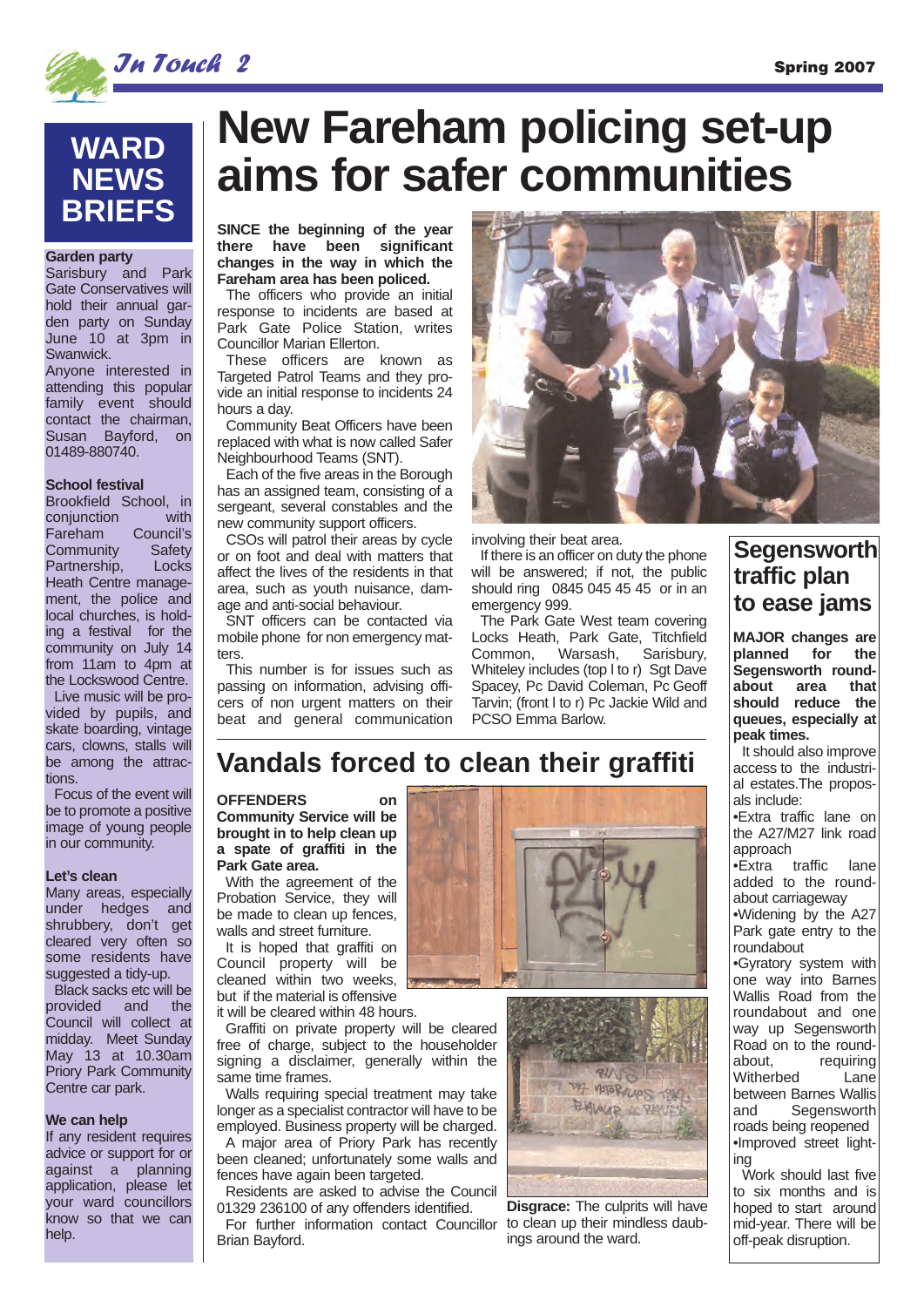# New Fareham policing set-up aims for safer communities

**SINCE the beginning of the year there have been significant changes in the way in which the Fareham area has been policed.**

The officers who provide an initial response to incidents are based at Park Gate Police Station, writes Councillor Marian Ellerton.

These officers are known as Targeted Patrol Teams and they provide an initial response to incidents 24 hours a day.

Community Beat Officers have been replaced with what is now called Safer Neighbourhood Teams (SNT).

Each of the five areas in the Borough has an assigned team, consisting of a sergeant, several constables and the new community support officers.

CSOs will patrol their areas by cycle or on foot and deal with matters that affect the lives of the residents in that area, such as youth nuisance, damage and anti-social behaviour.

SNT officers can be contacted via mobile phone for non emergency matters.

This number is for issues such as passing on information, advising officers of non urgent matters on their beat and general communication involving their beat area.

If there is an officer on duty the phone will be answered; if not, the public should ring 0845 045 45 45 or in an emergency 999.

The Park Gate West team covering Locks Heath, Park Gate, Titchfield Common, Warsash, Sarisbury, Whiteley includes (top l to r) Sgt Dave Spacey, Pc David Coleman, Pc Geoff Tarvin; (front l to r) Pc Jackie Wild and PCSO Emma Barlow.

## Vandals forced to clean their graffiti

**OFFENDERS on Community Service will be brought in to help clean up a spate of graffiti in the Park Gate area.**

With the agreement of the Probation Service, they will be made to clean up fences, walls and street furniture.

It is hoped that graffiti on Council property will be cleaned within two weeks, but if the material is offensive it will be cleared within 48 hours.

Graffiti on private property will be cleared free of charge, subject to the householder signing a disclaimer, generally within the same time frames.

Walls requiring special treatment may take longer as a specialist contractor will have to be employed. Business property will be charged.

A major area of Priory Park has recently been cleaned; unfortunately some walls and fences have again been targeted.

Residents are asked to advise the Council 01329 236100 of any offenders identified.

For further information contact Councillor Brian Bayford.

**Disgrace:** The culprits will have to clean up their mindless daubings around the ward.

## Segensworth traffic plan to ease jams

**MAJOR changes are planned for the Segensworth roundabout area that should reduce the queues, especially at peak times.**

It should also improve access to the industrial estates. The proposals include:

- Extra traffic lane on the A27/M27 link road approach
- Extra traffic lane added to the roundabout carriageway
- Widening by the A27 Park gate entry to the roundabout
- Gyratory system with one way into Barnes Wallis Road from the roundabout and one way up Segensworth Road on to the roundabout, requiring Witherbed Lane between Barnes Wallis and Segensworth roads being reopened
- Improved street lighting

Work should last five to six months and is hoped to start around mid-year. There will be off-peak disruption.

## WARD NEWS BRIEFS

**Garden party**

Sarisbury and Park Gate Conservatives will hold their annual garden party on Sunday June 10 at 3pm in Swanwick.

Anyone interested in attending this popular family event should contact the chairman, Susan Bayford, on 01489-880740.

**School festival**

Brookfield School, in conjunction with Fareham Council's Community Safety Partnership, Locks Heath Centre management, the police and local churches, is holding a festival for the community on July 14 from 11am to 4pm at the Lockswood Centre.

Live music will be provided by pupils, and skate boarding, vintage cars, clowns, stalls will be among the attractions.

Focus of the event will be to promote a positive image of young people in our community.

**Let's clean**

Many areas, especially under hedges and shrubbery, don't get cleared very often so some residents have suggested a tidy-up.

Black sacks etc will be provided and the Council will collect at midday. Meet Sunday May 13 at 10.30am Priory Park Community Centre car park.

**We can help**

If any resident requires advice or support for or against a planning application, please let your ward councillors know so that we can help.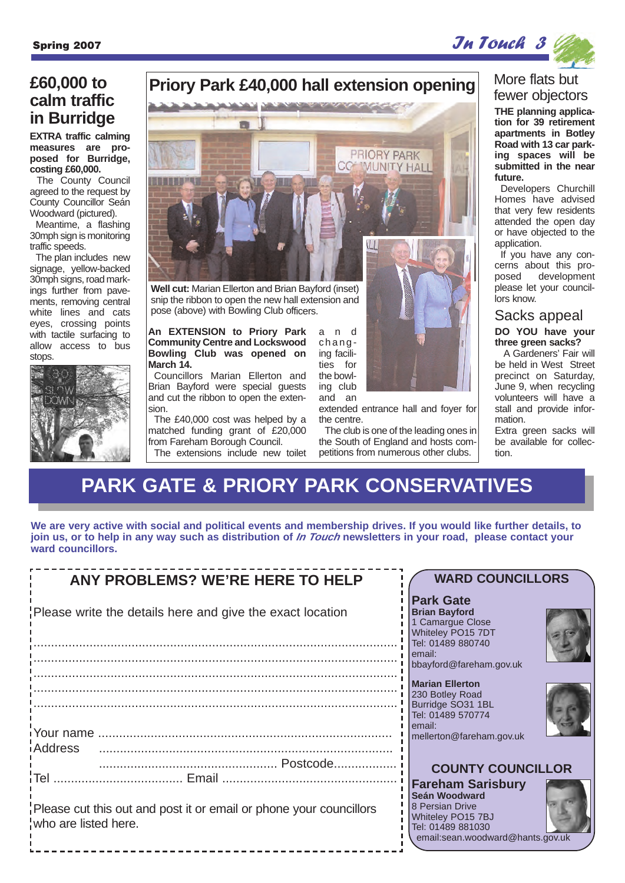## £60,000 to calm traffic in Burridge

**EXTRA traffic calming measures are proposed for Burridge, costing £60,000.**

The County Council agreed to the request by County Councillor Seán Woodward (pictured).

Meantime, a flashing 30mph sign is monitoring traffic speeds.

The plan includes new signage, yellow-backed 30mph signs, road markings further from pavements, removing central white lines and cats eyes, crossing points with tactile surfacing to allow access to bus stops.

## Priory Park £40,000 hall extension opening

**Well cut:** Marian Ellerton and Brian Bayford (inset) snip the ribbon to open the new hall extension and pose (above) with Bowling Club officers.

**An EXTENSION to Priory Park Community Centre and Lockswood Bowling Club was opened on March 14.**

Councillors Marian Ellerton and Brian Bayford were special guests and cut the ribbon to open the extension.

The £40,000 cost was helped by a matched funding grant of £20,000 from Fareham Borough Council.

The extensions include new toilet and changing facilities for the bowling club and an extended entrance hall and foyer for the centre.

The club is one of the leading ones in the South of England and hosts competitions from numerous other clubs.

## More flats but fewer objectors

**THE planning application for 39 retirement apartments in Botley Road with 13 car parking spaces will be submitted in the near future.**

Developers Churchill Homes have advised that very few residents attended the open day or have objected to the application.

If you have any concerns about this proposed development please let your councillors know.

## Sacks appeal

**DO YOU have your three green sacks?**

A Gardeners' Fair will be held in West Street precinct on Saturday, June 9, when recycling volunteers will have a stall and provide information.

Extra green sacks will be available for collection.

# PARK GATE & PRIORY PARK CONSERVATIVES

**We are very active with social and political events and membership drives. If you would like further details, to join us, or to help in any way such as distribution of *In Touch* newsletters in your road, please contact your ward councillors.**

### ANY PROBLEMS? WE'RE HERE TO HELP

Please write the details here and give the exact location

..........................................................................................................

..........................................................................................................

..........................................................................................................

..........................................................................................................

..........................................................................................................

Your name ..........................................................................................

Address ..........................................................................................

.................................................. Postcode..................

Tel .................................... Email ..................................................

Please cut this out and post it or email or phone your councillors who are listed here.

### WARD COUNCILLORS

**Park Gate**

**Brian Bayford**
1 Camargue Close
Whiteley PO15 7DT
Tel: 01489 880740
email:
bbayford@fareham.gov.uk

**Marian Ellerton**
230 Botley Road
Burridge SO31 1BL
Tel: 01489 570774
email:
mellerton@fareham.gov.uk

### COUNTY COUNCILLOR

**Fareham Sarisbury**

**Seán Woodward**
8 Persian Drive
Whiteley PO15 7BJ
Tel: 01489 881030
email:sean.woodward@hants.gov.uk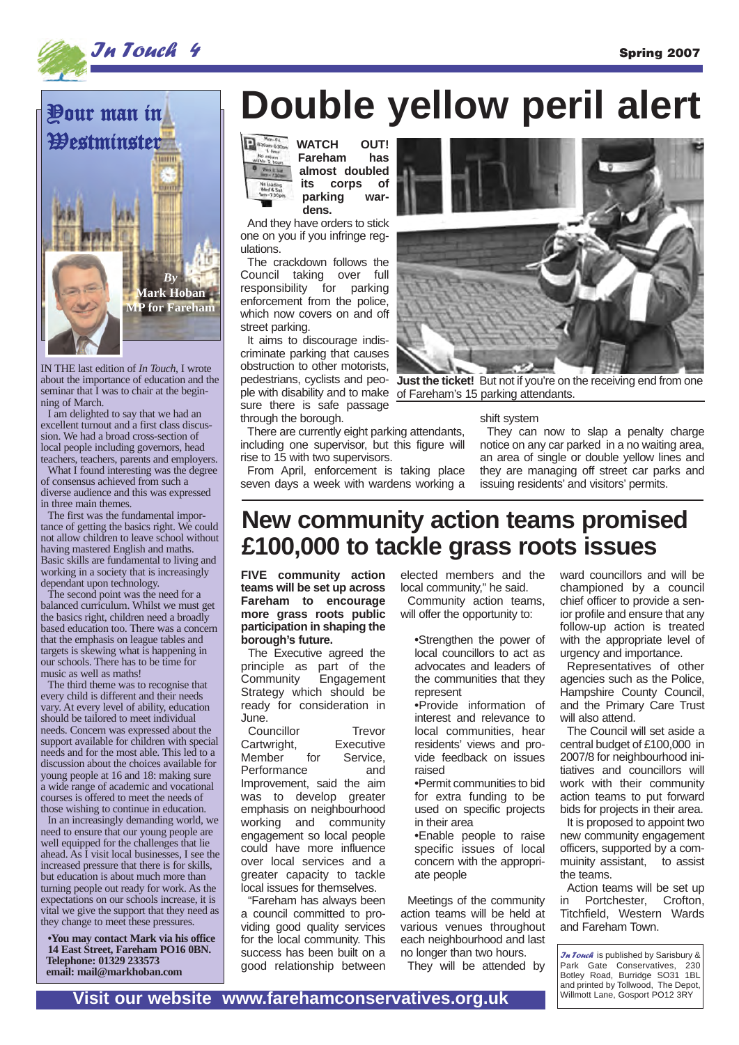# Double yellow peril alert

**WATCH OUT! Fareham has almost doubled its corps of parking wardens.**

And they have orders to stick one on you if you infringe regulations.

The crackdown follows the Council taking over full responsibility for parking enforcement from the police, which now covers on and off street parking.

It aims to discourage indiscriminate parking that causes obstruction to other motorists, pedestrians, cyclists and people with disability and to make sure there is safe passage through the borough.

**Just the ticket!** But not if you're on the receiving end from one of Fareham's 15 parking attendants.

There are currently eight parking attendants, including one supervisor, but this figure will rise to 15 with two supervisors.

From April, enforcement is taking place seven days a week with wardens working a shift system

They can now to slap a penalty charge notice on any car parked in a no waiting area, an area of single or double yellow lines and they are managing off street car parks and issuing residents' and visitors' permits.

## Your man in Westminster

*By* Mark Hoban MP for Fareham

IN THE last edition of *In Touch*, I wrote about the importance of education and the seminar that I was to chair at the beginning of March.

I am delighted to say that we had an excellent turnout and a first class discussion. We had a broad cross-section of local people including governors, head teachers, teachers, parents and employers.

What I found interesting was the degree of consensus achieved from such a diverse audience and this was expressed in three main themes.

The first was the fundamental importance of getting the basics right. We could not allow children to leave school without having mastered English and maths. Basic skills are fundamental to living and working in a society that is increasingly dependant upon technology.

The second point was the need for a balanced curriculum. Whilst we must get the basics right, children need a broadly based education too. There was a concern that the emphasis on league tables and targets is skewing what is happening in our schools. There has to be time for music as well as maths!

The third theme was to recognise that every child is different and their needs vary. At every level of ability, education should be tailored to meet individual needs. Concern was expressed about the support available for children with special needs and for the most able. This led to a discussion about the choices available for young people at 16 and 18: making sure a wide range of academic and vocational courses is offered to meet the needs of those wishing to continue in education.

In an increasingly demanding world, we need to ensure that our young people are well equipped for the challenges that lie ahead. As I visit local businesses, I see the increased pressure that there is for skills, but education is about much more than turning people out ready for work. As the expectations on our schools increase, it is vital we give the support that they need as they change to meet these pressures.

**•You may contact Mark via his office 14 East Street, Fareham PO16 0BN. Telephone: 01329 233573 email: mail@markhoban.com**

## New community action teams promised £100,000 to tackle grass roots issues

**FIVE community action teams will be set up across Fareham to encourage more grass roots public participation in shaping the borough's future.**

The Executive agreed the principle as part of the Community Engagement Strategy which should be ready for consideration in June.

Councillor Trevor Cartwright, Executive Member for Service, Performance and Improvement, said the aim was to develop greater emphasis on neighbourhood working and community engagement so local people could have more influence over local services and a greater capacity to tackle local issues for themselves.

"Fareham has always been a council committed to providing good quality services for the local community. This success has been built on a good relationship between elected members and the local community," he said.

Community action teams, will offer the opportunity to:

- Strengthen the power of local councillors to act as advocates and leaders of the communities that they represent
- Provide information of interest and relevance to local communities, hear residents' views and provide feedback on issues raised
- Permit communities to bid for extra funding to be used on specific projects in their area
- Enable people to raise specific issues of local concern with the appropriate people

Meetings of the community action teams will be held at various venues throughout each neighbourhood and last no longer than two hours.

They will be attended by ward councillors and will be championed by a council chief officer to provide a senior profile and ensure that any follow-up action is treated with the appropriate level of urgency and importance.

Representatives of other agencies such as the Police, Hampshire County Council, and the Primary Care Trust will also attend.

The Council will set aside a central budget of £100,000 in 2007/8 for neighbourhood initiatives and councillors will work with their community action teams to put forward bids for projects in their area.

It is proposed to appoint two new community engagement officers, supported by a community assistant, to assist the teams.

Action teams will be set up in Portchester, Crofton, Titchfield, Western Wards and Fareham Town.

*In Touch* is published by Sarisbury & Park Gate Conservatives, 230 Botley Road, Burridge SO31 1BL and printed by Tollwood, The Depot, Willmott Lane, Gosport PO12 3RY

**Visit our website www.farehamconservatives.org.uk**